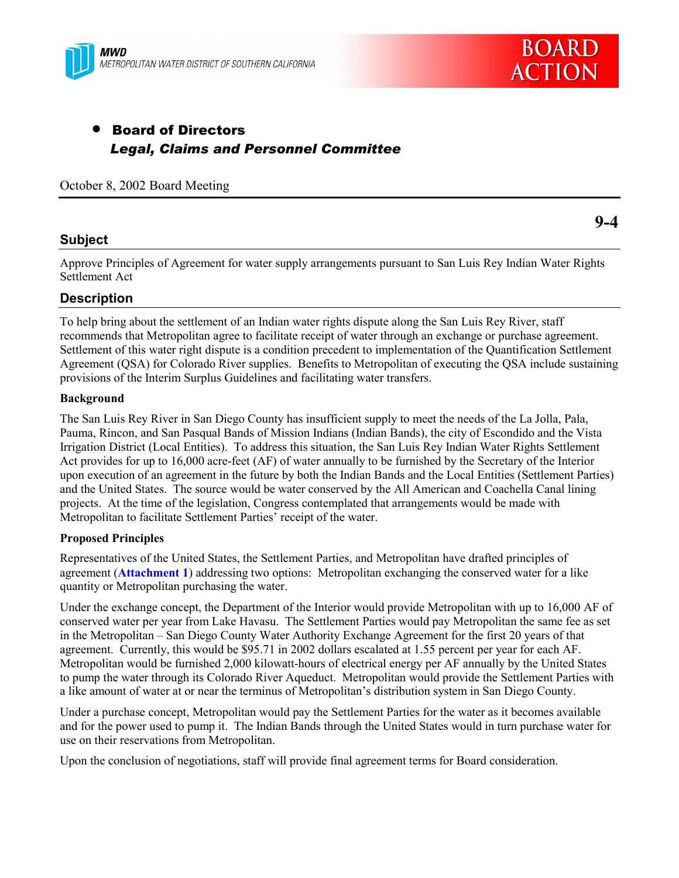MWD
METROPOLITAN WATER DISTRICT OF SOUTHERN CALIFORNIA

BOARD ACTION

- **Board of Directors**
  ***Legal, Claims and Personnel Committee***

October 8, 2002 Board Meeting

**9-4**

## Subject

Approve Principles of Agreement for water supply arrangements pursuant to San Luis Rey Indian Water Rights Settlement Act

## Description

To help bring about the settlement of an Indian water rights dispute along the San Luis Rey River, staff recommends that Metropolitan agree to facilitate receipt of water through an exchange or purchase agreement. Settlement of this water right dispute is a condition precedent to implementation of the Quantification Settlement Agreement (QSA) for Colorado River supplies. Benefits to Metropolitan of executing the QSA include sustaining provisions of the Interim Surplus Guidelines and facilitating water transfers.

### Background

The San Luis Rey River in San Diego County has insufficient supply to meet the needs of the La Jolla, Pala, Pauma, Rincon, and San Pasqual Bands of Mission Indians (Indian Bands), the city of Escondido and the Vista Irrigation District (Local Entities). To address this situation, the San Luis Rey Indian Water Rights Settlement Act provides for up to 16,000 acre-feet (AF) of water annually to be furnished by the Secretary of the Interior upon execution of an agreement in the future by both the Indian Bands and the Local Entities (Settlement Parties) and the United States. The source would be water conserved by the All American and Coachella Canal lining projects. At the time of the legislation, Congress contemplated that arrangements would be made with Metropolitan to facilitate Settlement Parties' receipt of the water.

### Proposed Principles

Representatives of the United States, the Settlement Parties, and Metropolitan have drafted principles of agreement (**Attachment 1**) addressing two options: Metropolitan exchanging the conserved water for a like quantity or Metropolitan purchasing the water.

Under the exchange concept, the Department of the Interior would provide Metropolitan with up to 16,000 AF of conserved water per year from Lake Havasu. The Settlement Parties would pay Metropolitan the same fee as set in the Metropolitan – San Diego County Water Authority Exchange Agreement for the first 20 years of that agreement. Currently, this would be $95.71 in 2002 dollars escalated at 1.55 percent per year for each AF. Metropolitan would be furnished 2,000 kilowatt-hours of electrical energy per AF annually by the United States to pump the water through its Colorado River Aqueduct. Metropolitan would provide the Settlement Parties with a like amount of water at or near the terminus of Metropolitan's distribution system in San Diego County.

Under a purchase concept, Metropolitan would pay the Settlement Parties for the water as it becomes available and for the power used to pump it. The Indian Bands through the United States would in turn purchase water for use on their reservations from Metropolitan.

Upon the conclusion of negotiations, staff will provide final agreement terms for Board consideration.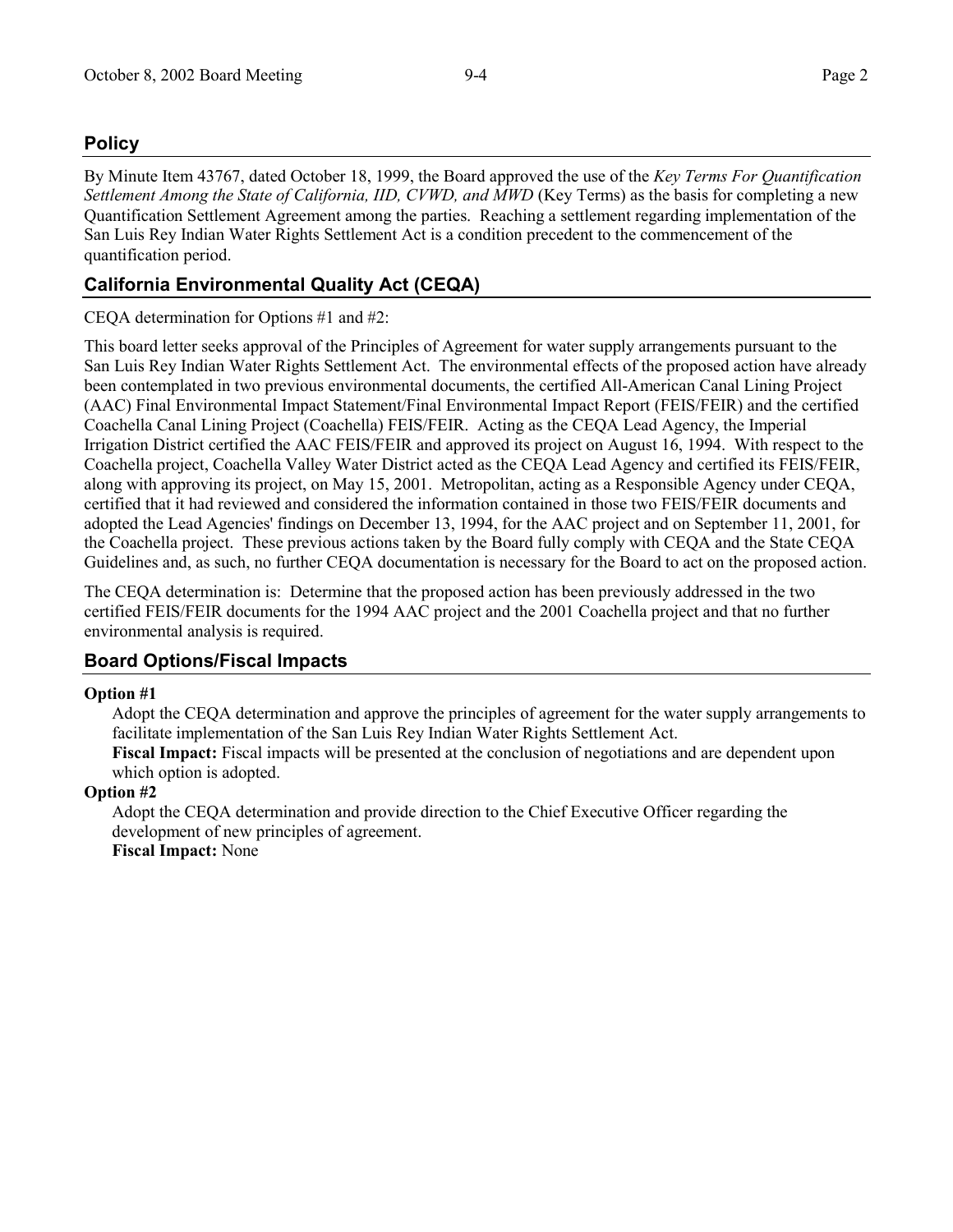## Policy

By Minute Item 43767, dated October 18, 1999, the Board approved the use of the *Key Terms For Quantification Settlement Among the State of California, IID, CVWD, and MWD* (Key Terms) as the basis for completing a new Quantification Settlement Agreement among the parties. Reaching a settlement regarding implementation of the San Luis Rey Indian Water Rights Settlement Act is a condition precedent to the commencement of the quantification period.

## California Environmental Quality Act (CEQA)

CEQA determination for Options #1 and #2:

This board letter seeks approval of the Principles of Agreement for water supply arrangements pursuant to the San Luis Rey Indian Water Rights Settlement Act. The environmental effects of the proposed action have already been contemplated in two previous environmental documents, the certified All-American Canal Lining Project (AAC) Final Environmental Impact Statement/Final Environmental Impact Report (FEIS/FEIR) and the certified Coachella Canal Lining Project (Coachella) FEIS/FEIR. Acting as the CEQA Lead Agency, the Imperial Irrigation District certified the AAC FEIS/FEIR and approved its project on August 16, 1994. With respect to the Coachella project, Coachella Valley Water District acted as the CEQA Lead Agency and certified its FEIS/FEIR, along with approving its project, on May 15, 2001. Metropolitan, acting as a Responsible Agency under CEQA, certified that it had reviewed and considered the information contained in those two FEIS/FEIR documents and adopted the Lead Agencies' findings on December 13, 1994, for the AAC project and on September 11, 2001, for the Coachella project. These previous actions taken by the Board fully comply with CEQA and the State CEQA Guidelines and, as such, no further CEQA documentation is necessary for the Board to act on the proposed action.

The CEQA determination is: Determine that the proposed action has been previously addressed in the two certified FEIS/FEIR documents for the 1994 AAC project and the 2001 Coachella project and that no further environmental analysis is required.

## Board Options/Fiscal Impacts

**Option #1**

Adopt the CEQA determination and approve the principles of agreement for the water supply arrangements to facilitate implementation of the San Luis Rey Indian Water Rights Settlement Act.
**Fiscal Impact:** Fiscal impacts will be presented at the conclusion of negotiations and are dependent upon which option is adopted.

**Option #2**

Adopt the CEQA determination and provide direction to the Chief Executive Officer regarding the development of new principles of agreement.
**Fiscal Impact:** None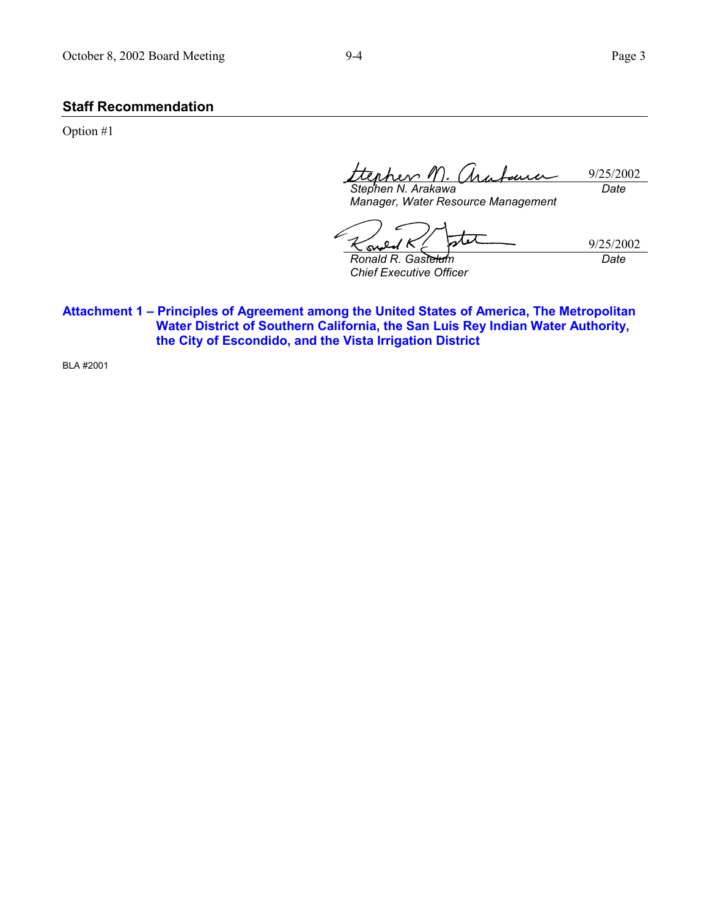## Staff Recommendation

Option #1

| | |
|---|---|
| *Stephen N. Arakawa* | 9/25/2002 |
| *Manager, Water Resource Management* | *Date* |

| | |
|---|---|
| *Ronald R. Gastelum* | 9/25/2002 |
| *Chief Executive Officer* | *Date* |

**Attachment 1 – Principles of Agreement among the United States of America, The Metropolitan Water District of Southern California, the San Luis Rey Indian Water Authority, the City of Escondido, and the Vista Irrigation District**

BLA #2001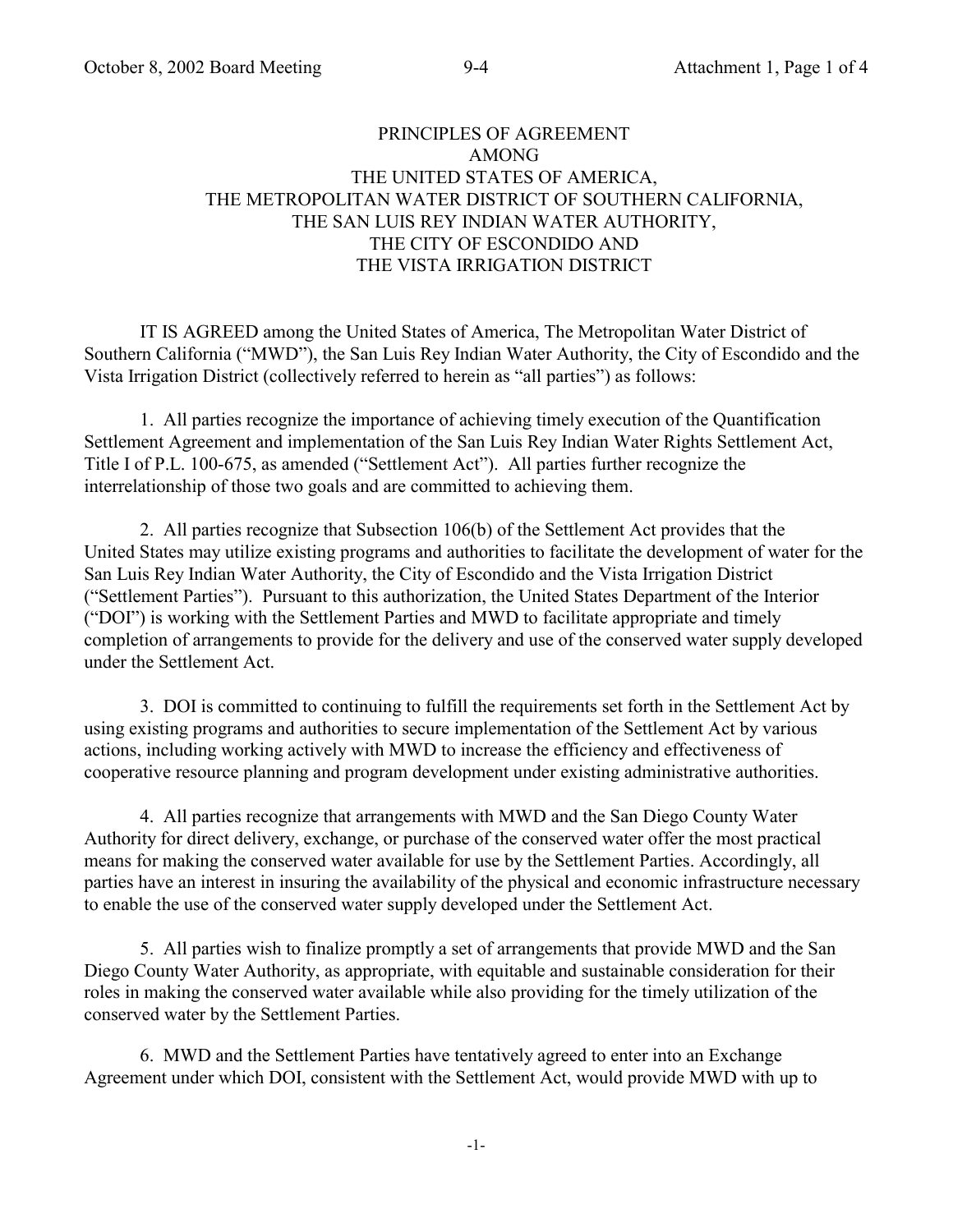# PRINCIPLES OF AGREEMENT
# AMONG
# THE UNITED STATES OF AMERICA,
# THE METROPOLITAN WATER DISTRICT OF SOUTHERN CALIFORNIA,
# THE SAN LUIS REY INDIAN WATER AUTHORITY,
# THE CITY OF ESCONDIDO AND
# THE VISTA IRRIGATION DISTRICT

IT IS AGREED among the United States of America, The Metropolitan Water District of Southern California ("MWD"), the San Luis Rey Indian Water Authority, the City of Escondido and the Vista Irrigation District (collectively referred to herein as "all parties") as follows:

1. All parties recognize the importance of achieving timely execution of the Quantification Settlement Agreement and implementation of the San Luis Rey Indian Water Rights Settlement Act, Title I of P.L. 100-675, as amended ("Settlement Act"). All parties further recognize the interrelationship of those two goals and are committed to achieving them.

2. All parties recognize that Subsection 106(b) of the Settlement Act provides that the United States may utilize existing programs and authorities to facilitate the development of water for the San Luis Rey Indian Water Authority, the City of Escondido and the Vista Irrigation District ("Settlement Parties"). Pursuant to this authorization, the United States Department of the Interior ("DOI") is working with the Settlement Parties and MWD to facilitate appropriate and timely completion of arrangements to provide for the delivery and use of the conserved water supply developed under the Settlement Act.

3. DOI is committed to continuing to fulfill the requirements set forth in the Settlement Act by using existing programs and authorities to secure implementation of the Settlement Act by various actions, including working actively with MWD to increase the efficiency and effectiveness of cooperative resource planning and program development under existing administrative authorities.

4. All parties recognize that arrangements with MWD and the San Diego County Water Authority for direct delivery, exchange, or purchase of the conserved water offer the most practical means for making the conserved water available for use by the Settlement Parties. Accordingly, all parties have an interest in insuring the availability of the physical and economic infrastructure necessary to enable the use of the conserved water supply developed under the Settlement Act.

5. All parties wish to finalize promptly a set of arrangements that provide MWD and the San Diego County Water Authority, as appropriate, with equitable and sustainable consideration for their roles in making the conserved water available while also providing for the timely utilization of the conserved water by the Settlement Parties.

6. MWD and the Settlement Parties have tentatively agreed to enter into an Exchange Agreement under which DOI, consistent with the Settlement Act, would provide MWD with up to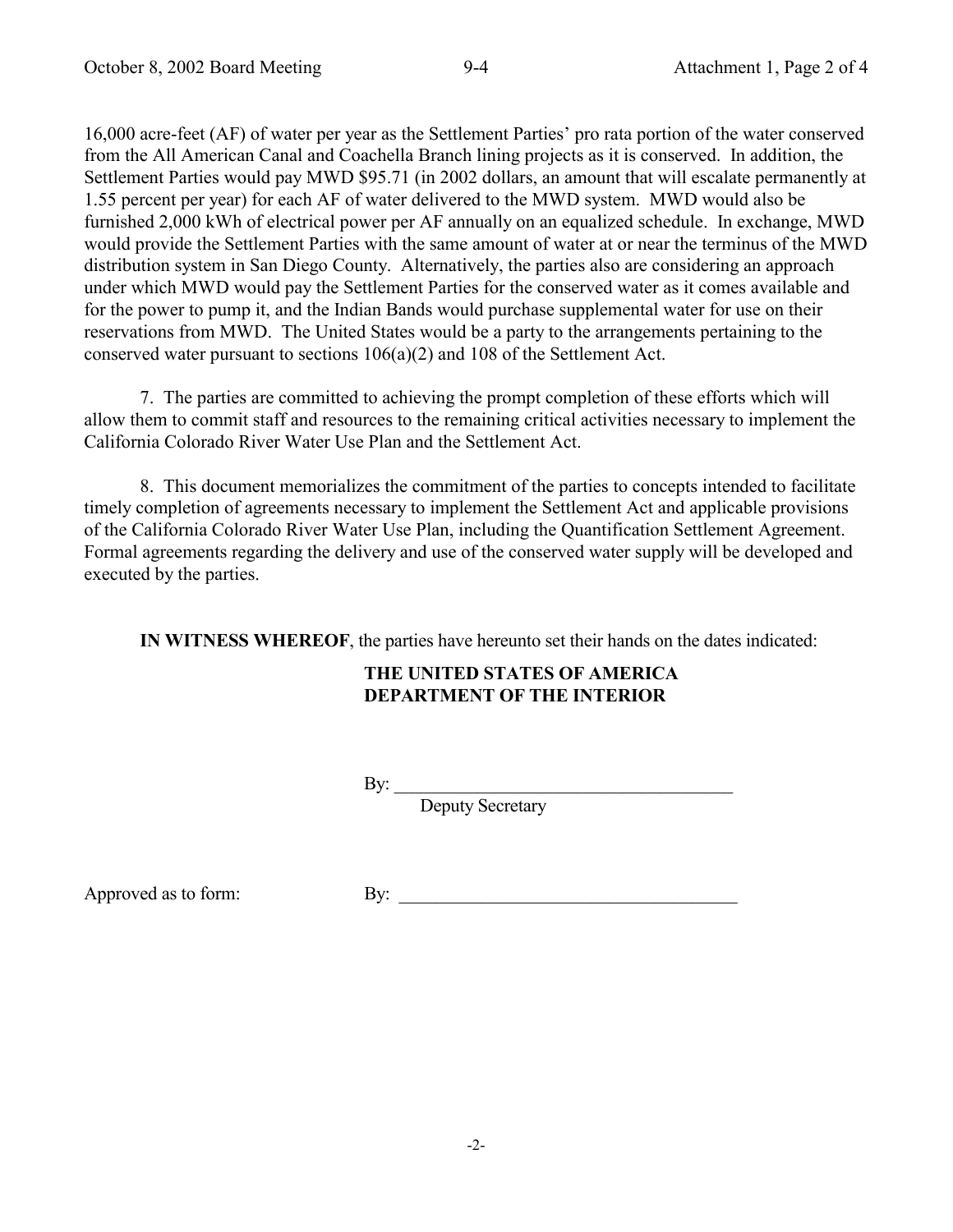16,000 acre-feet (AF) of water per year as the Settlement Parties' pro rata portion of the water conserved from the All American Canal and Coachella Branch lining projects as it is conserved. In addition, the Settlement Parties would pay MWD $95.71 (in 2002 dollars, an amount that will escalate permanently at 1.55 percent per year) for each AF of water delivered to the MWD system. MWD would also be furnished 2,000 kWh of electrical power per AF annually on an equalized schedule. In exchange, MWD would provide the Settlement Parties with the same amount of water at or near the terminus of the MWD distribution system in San Diego County. Alternatively, the parties also are considering an approach under which MWD would pay the Settlement Parties for the conserved water as it comes available and for the power to pump it, and the Indian Bands would purchase supplemental water for use on their reservations from MWD. The United States would be a party to the arrangements pertaining to the conserved water pursuant to sections 106(a)(2) and 108 of the Settlement Act.

7. The parties are committed to achieving the prompt completion of these efforts which will allow them to commit staff and resources to the remaining critical activities necessary to implement the California Colorado River Water Use Plan and the Settlement Act.

8. This document memorializes the commitment of the parties to concepts intended to facilitate timely completion of agreements necessary to implement the Settlement Act and applicable provisions of the California Colorado River Water Use Plan, including the Quantification Settlement Agreement. Formal agreements regarding the delivery and use of the conserved water supply will be developed and executed by the parties.

**IN WITNESS WHEREOF**, the parties have hereunto set their hands on the dates indicated:

**THE UNITED STATES OF AMERICA**
**DEPARTMENT OF THE INTERIOR**

By: ______________________________
Deputy Secretary

Approved as to form: By: ______________________________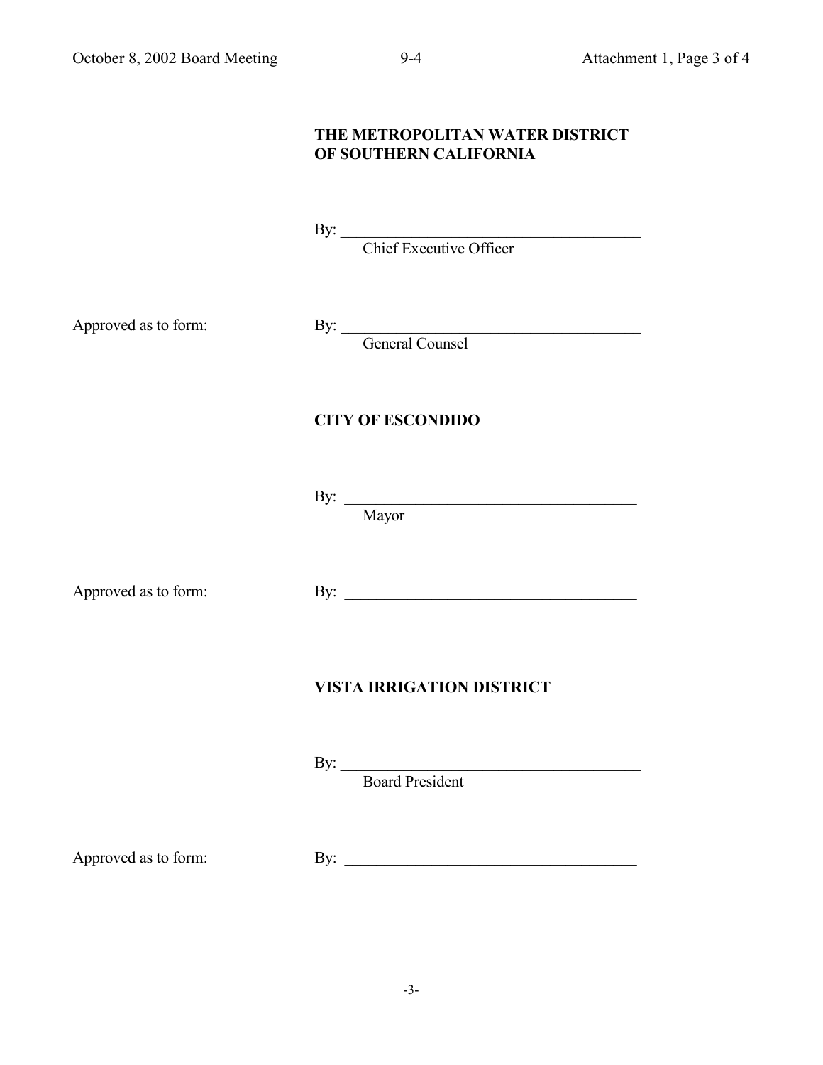**THE METROPOLITAN WATER DISTRICT OF SOUTHERN CALIFORNIA**

By: ______________________________________
Chief Executive Officer

Approved as to form: By: ______________________________________
General Counsel

**CITY OF ESCONDIDO**

By: ______________________________________
Mayor

Approved as to form: By: ______________________________________

**VISTA IRRIGATION DISTRICT**

By: ______________________________________
Board President

Approved as to form: By: ______________________________________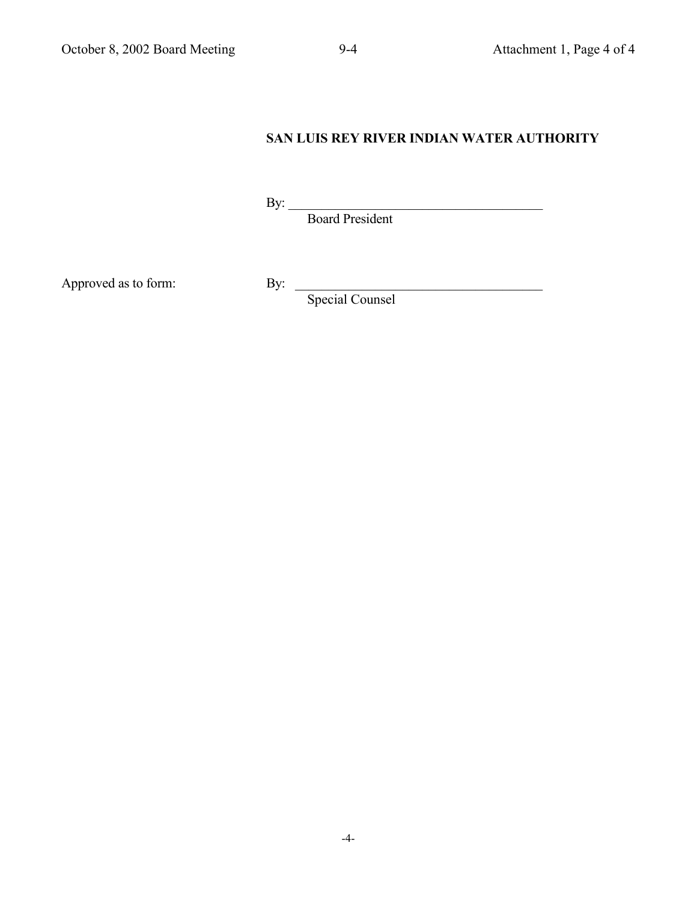**SAN LUIS REY RIVER INDIAN WATER AUTHORITY**

By: \_\_\_\_\_\_\_\_\_\_\_\_\_\_\_\_\_\_\_\_\_\_\_\_\_\_\_\_\_\_\_\_\_\_\_\_\_\_\_\_
Board President

Approved as to form: By: \_\_\_\_\_\_\_\_\_\_\_\_\_\_\_\_\_\_\_\_\_\_\_\_\_\_\_\_\_\_\_\_\_\_\_\_\_\_\_\_
Special Counsel